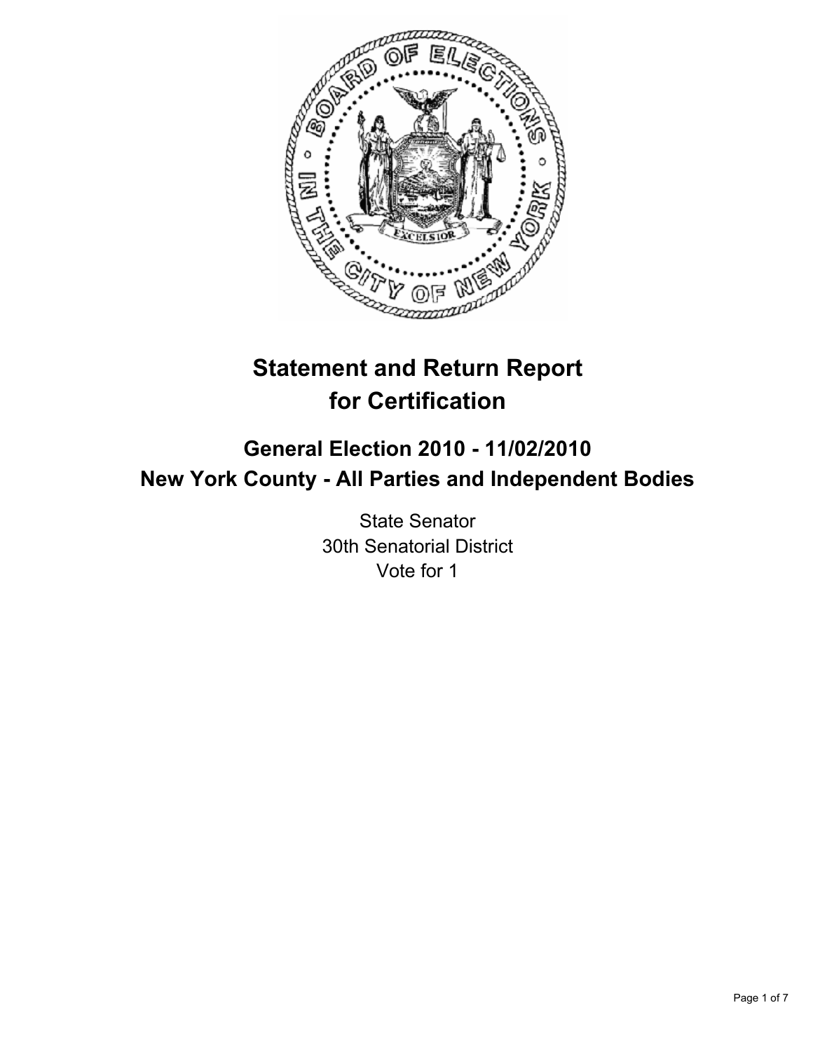# Statement and Return Report for Certification

## General Election 2010 - 11/02/2010
## New York County - All Parties and Independent Bodies

State Senator
30th Senatorial District
Vote for 1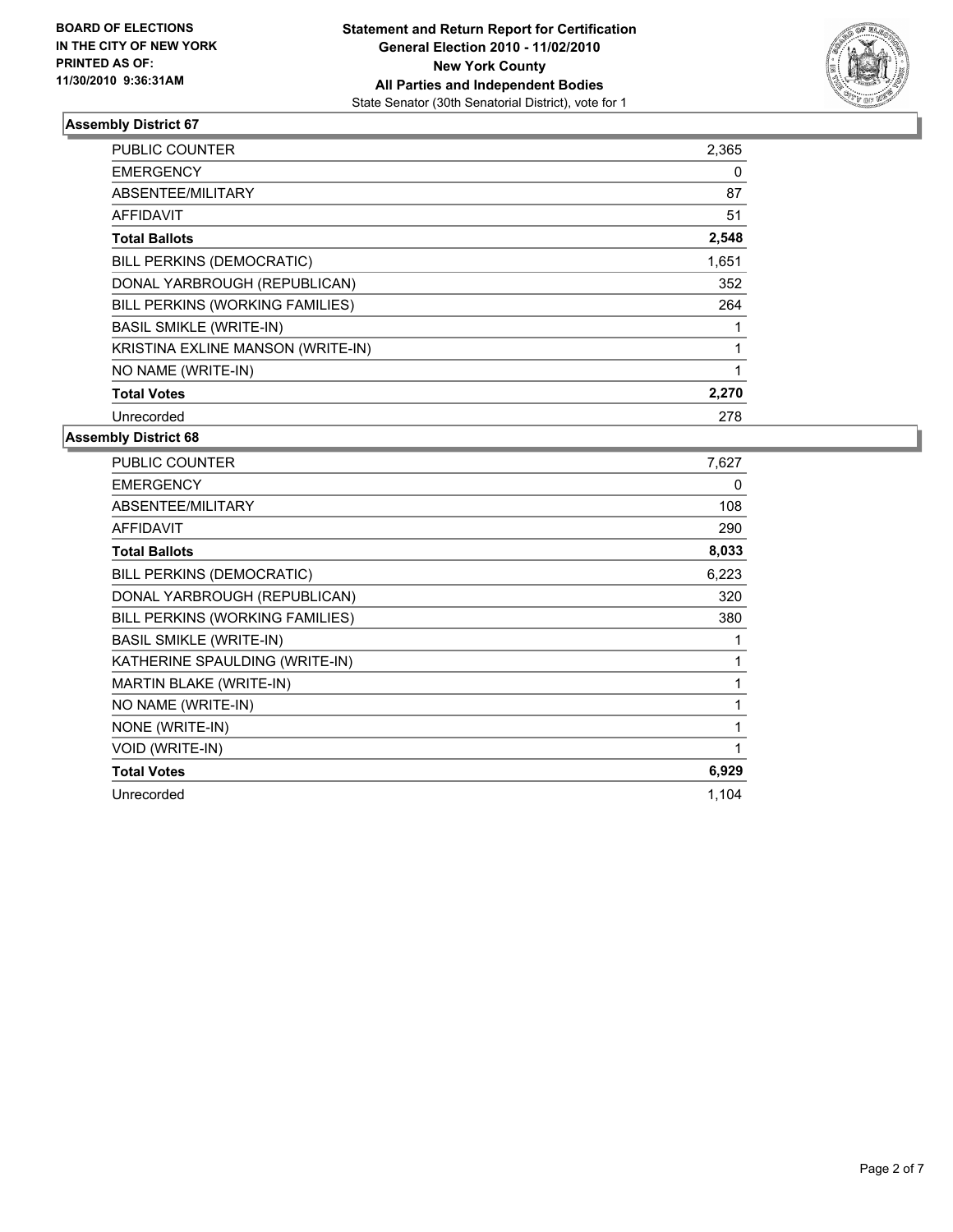**BOARD OF ELECTIONS IN THE CITY OF NEW YORK PRINTED AS OF: 11/30/2010 9:36:31AM**

**Statement and Return Report for Certification**
**General Election 2010 - 11/02/2010**
**New York County**
**All Parties and Independent Bodies**
State Senator (30th Senatorial District), vote for 1

### Assembly District 67

| | |
|---|---|
| PUBLIC COUNTER | 2,365 |
| EMERGENCY | 0 |
| ABSENTEE/MILITARY | 87 |
| AFFIDAVIT | 51 |
| **Total Ballots** | **2,548** |
| BILL PERKINS (DEMOCRATIC) | 1,651 |
| DONAL YARBROUGH (REPUBLICAN) | 352 |
| BILL PERKINS (WORKING FAMILIES) | 264 |
| BASIL SMIKLE (WRITE-IN) | 1 |
| KRISTINA EXLINE MANSON (WRITE-IN) | 1 |
| NO NAME (WRITE-IN) | 1 |
| **Total Votes** | **2,270** |
| Unrecorded | 278 |

### Assembly District 68

| | |
|---|---|
| PUBLIC COUNTER | 7,627 |
| EMERGENCY | 0 |
| ABSENTEE/MILITARY | 108 |
| AFFIDAVIT | 290 |
| **Total Ballots** | **8,033** |
| BILL PERKINS (DEMOCRATIC) | 6,223 |
| DONAL YARBROUGH (REPUBLICAN) | 320 |
| BILL PERKINS (WORKING FAMILIES) | 380 |
| BASIL SMIKLE (WRITE-IN) | 1 |
| KATHERINE SPAULDING (WRITE-IN) | 1 |
| MARTIN BLAKE (WRITE-IN) | 1 |
| NO NAME (WRITE-IN) | 1 |
| NONE (WRITE-IN) | 1 |
| VOID (WRITE-IN) | 1 |
| **Total Votes** | **6,929** |
| Unrecorded | 1,104 |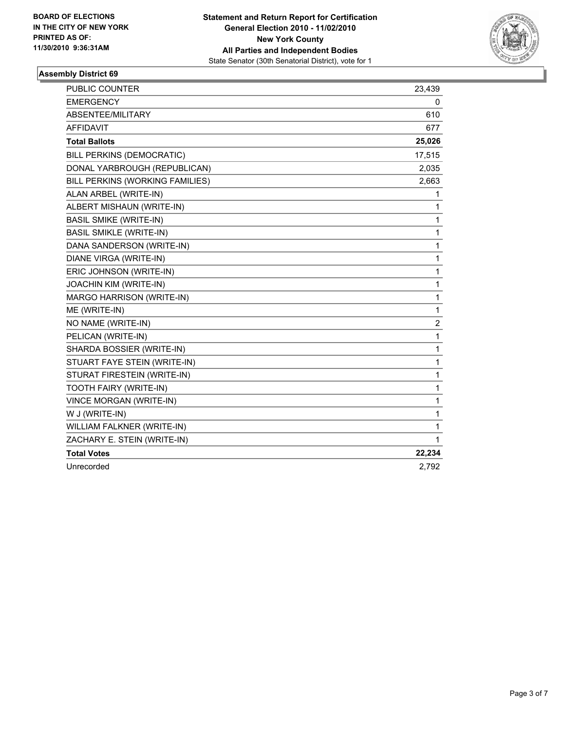**BOARD OF ELECTIONS IN THE CITY OF NEW YORK PRINTED AS OF: 11/30/2010 9:36:31AM**

**Statement and Return Report for Certification**
**General Election 2010 - 11/02/2010**
**New York County**
**All Parties and Independent Bodies**
State Senator (30th Senatorial District), vote for 1

## Assembly District 69

| | |
|---|---|
| PUBLIC COUNTER | 23,439 |
| EMERGENCY | 0 |
| ABSENTEE/MILITARY | 610 |
| AFFIDAVIT | 677 |
| **Total Ballots** | **25,026** |
| BILL PERKINS (DEMOCRATIC) | 17,515 |
| DONAL YARBROUGH (REPUBLICAN) | 2,035 |
| BILL PERKINS (WORKING FAMILIES) | 2,663 |
| ALAN ARBEL (WRITE-IN) | 1 |
| ALBERT MISHAUN (WRITE-IN) | 1 |
| BASIL SMIKE (WRITE-IN) | 1 |
| BASIL SMIKLE (WRITE-IN) | 1 |
| DANA SANDERSON (WRITE-IN) | 1 |
| DIANE VIRGA (WRITE-IN) | 1 |
| ERIC JOHNSON (WRITE-IN) | 1 |
| JOACHIN KIM (WRITE-IN) | 1 |
| MARGO HARRISON (WRITE-IN) | 1 |
| ME (WRITE-IN) | 1 |
| NO NAME (WRITE-IN) | 2 |
| PELICAN (WRITE-IN) | 1 |
| SHARDA BOSSIER (WRITE-IN) | 1 |
| STUART FAYE STEIN (WRITE-IN) | 1 |
| STURAT FIRESTEIN (WRITE-IN) | 1 |
| TOOTH FAIRY (WRITE-IN) | 1 |
| VINCE MORGAN (WRITE-IN) | 1 |
| W J (WRITE-IN) | 1 |
| WILLIAM FALKNER (WRITE-IN) | 1 |
| ZACHARY E. STEIN (WRITE-IN) | 1 |
| **Total Votes** | **22,234** |
| Unrecorded | 2,792 |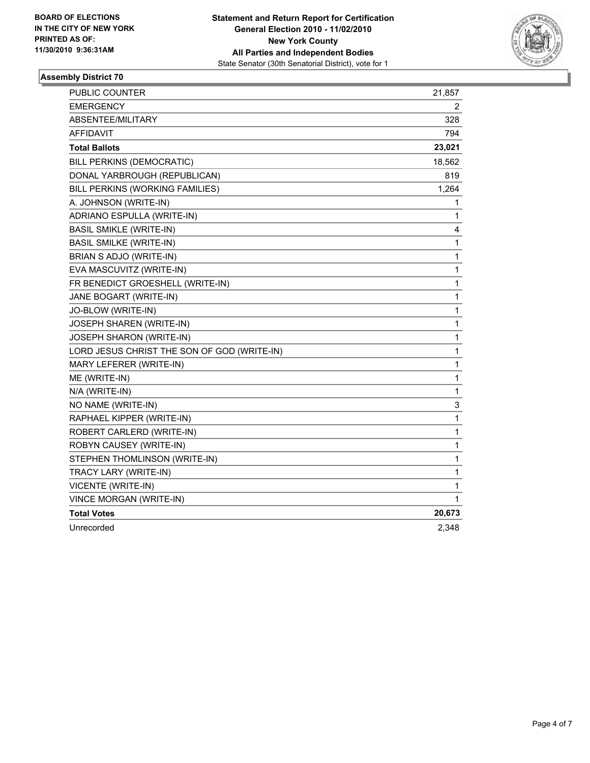**BOARD OF ELECTIONS IN THE CITY OF NEW YORK PRINTED AS OF: 11/30/2010 9:36:31AM**

**Statement and Return Report for Certification General Election 2010 - 11/02/2010 New York County All Parties and Independent Bodies**
State Senator (30th Senatorial District), vote for 1

### Assembly District 70

| | |
|---|---|
| PUBLIC COUNTER | 21,857 |
| EMERGENCY | 2 |
| ABSENTEE/MILITARY | 328 |
| AFFIDAVIT | 794 |
| **Total Ballots** | **23,021** |
| BILL PERKINS (DEMOCRATIC) | 18,562 |
| DONAL YARBROUGH (REPUBLICAN) | 819 |
| BILL PERKINS (WORKING FAMILIES) | 1,264 |
| A. JOHNSON (WRITE-IN) | 1 |
| ADRIANO ESPULLA (WRITE-IN) | 1 |
| BASIL SMIKLE (WRITE-IN) | 4 |
| BASIL SMILKE (WRITE-IN) | 1 |
| BRIAN S ADJO (WRITE-IN) | 1 |
| EVA MASCUVITZ (WRITE-IN) | 1 |
| FR BENEDICT GROESHELL (WRITE-IN) | 1 |
| JANE BOGART (WRITE-IN) | 1 |
| JO-BLOW (WRITE-IN) | 1 |
| JOSEPH SHAREN (WRITE-IN) | 1 |
| JOSEPH SHARON (WRITE-IN) | 1 |
| LORD JESUS CHRIST THE SON OF GOD (WRITE-IN) | 1 |
| MARY LEFERER (WRITE-IN) | 1 |
| ME (WRITE-IN) | 1 |
| N/A (WRITE-IN) | 1 |
| NO NAME (WRITE-IN) | 3 |
| RAPHAEL KIPPER (WRITE-IN) | 1 |
| ROBERT CARLERD (WRITE-IN) | 1 |
| ROBYN CAUSEY (WRITE-IN) | 1 |
| STEPHEN THOMLINSON (WRITE-IN) | 1 |
| TRACY LARY (WRITE-IN) | 1 |
| VICENTE (WRITE-IN) | 1 |
| VINCE MORGAN (WRITE-IN) | 1 |
| **Total Votes** | **20,673** |
| Unrecorded | 2,348 |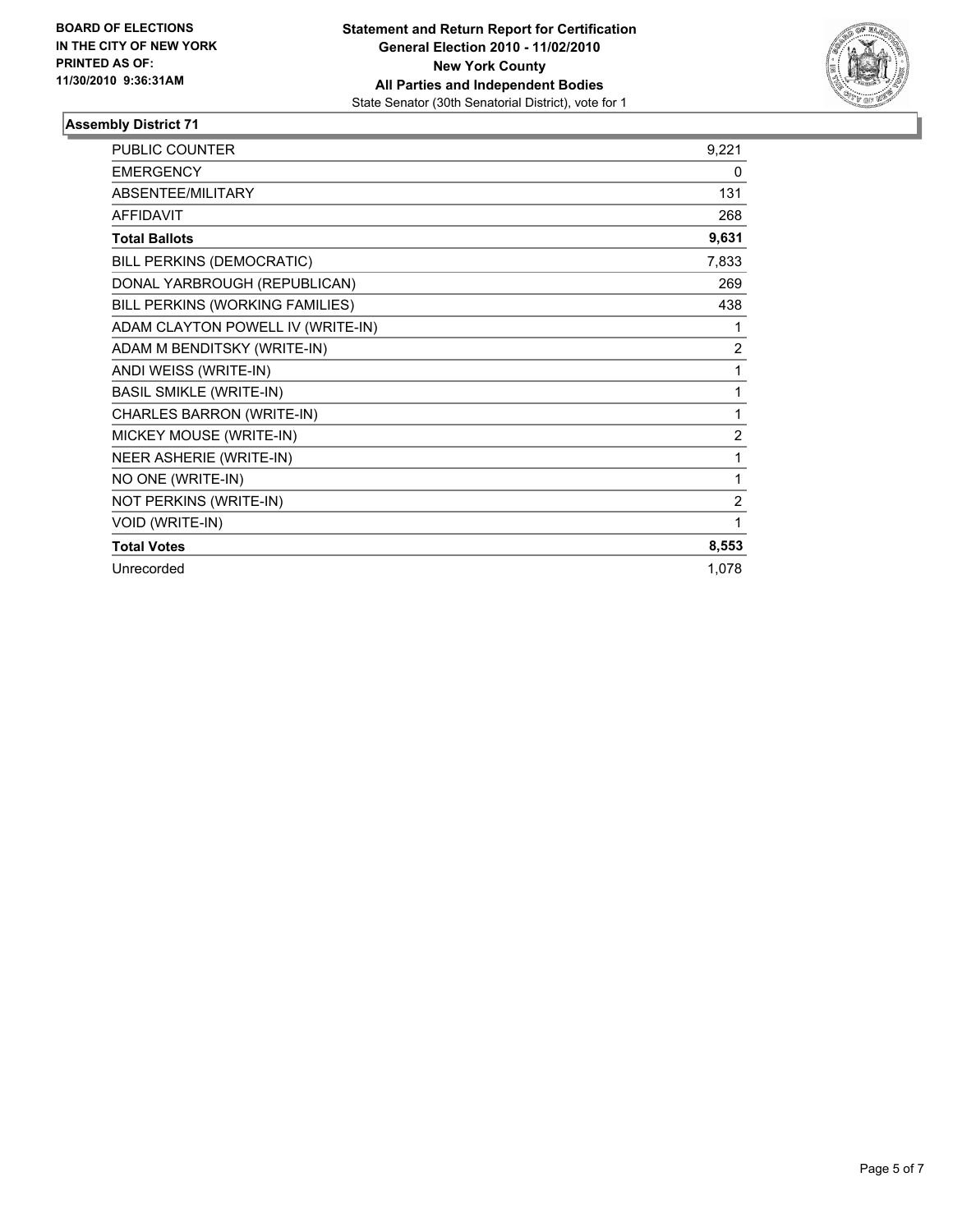**BOARD OF ELECTIONS IN THE CITY OF NEW YORK PRINTED AS OF: 11/30/2010 9:36:31AM**

**Statement and Return Report for Certification**
**General Election 2010 - 11/02/2010**
**New York County**
**All Parties and Independent Bodies**
State Senator (30th Senatorial District), vote for 1

### Assembly District 71

| | |
|---|---|
| PUBLIC COUNTER | 9,221 |
| EMERGENCY | 0 |
| ABSENTEE/MILITARY | 131 |
| AFFIDAVIT | 268 |
| **Total Ballots** | **9,631** |
| BILL PERKINS (DEMOCRATIC) | 7,833 |
| DONAL YARBROUGH (REPUBLICAN) | 269 |
| BILL PERKINS (WORKING FAMILIES) | 438 |
| ADAM CLAYTON POWELL IV (WRITE-IN) | 1 |
| ADAM M BENDITSKY (WRITE-IN) | 2 |
| ANDI WEISS (WRITE-IN) | 1 |
| BASIL SMIKLE (WRITE-IN) | 1 |
| CHARLES BARRON (WRITE-IN) | 1 |
| MICKEY MOUSE (WRITE-IN) | 2 |
| NEER ASHERIE (WRITE-IN) | 1 |
| NO ONE (WRITE-IN) | 1 |
| NOT PERKINS (WRITE-IN) | 2 |
| VOID (WRITE-IN) | 1 |
| **Total Votes** | **8,553** |
| Unrecorded | 1,078 |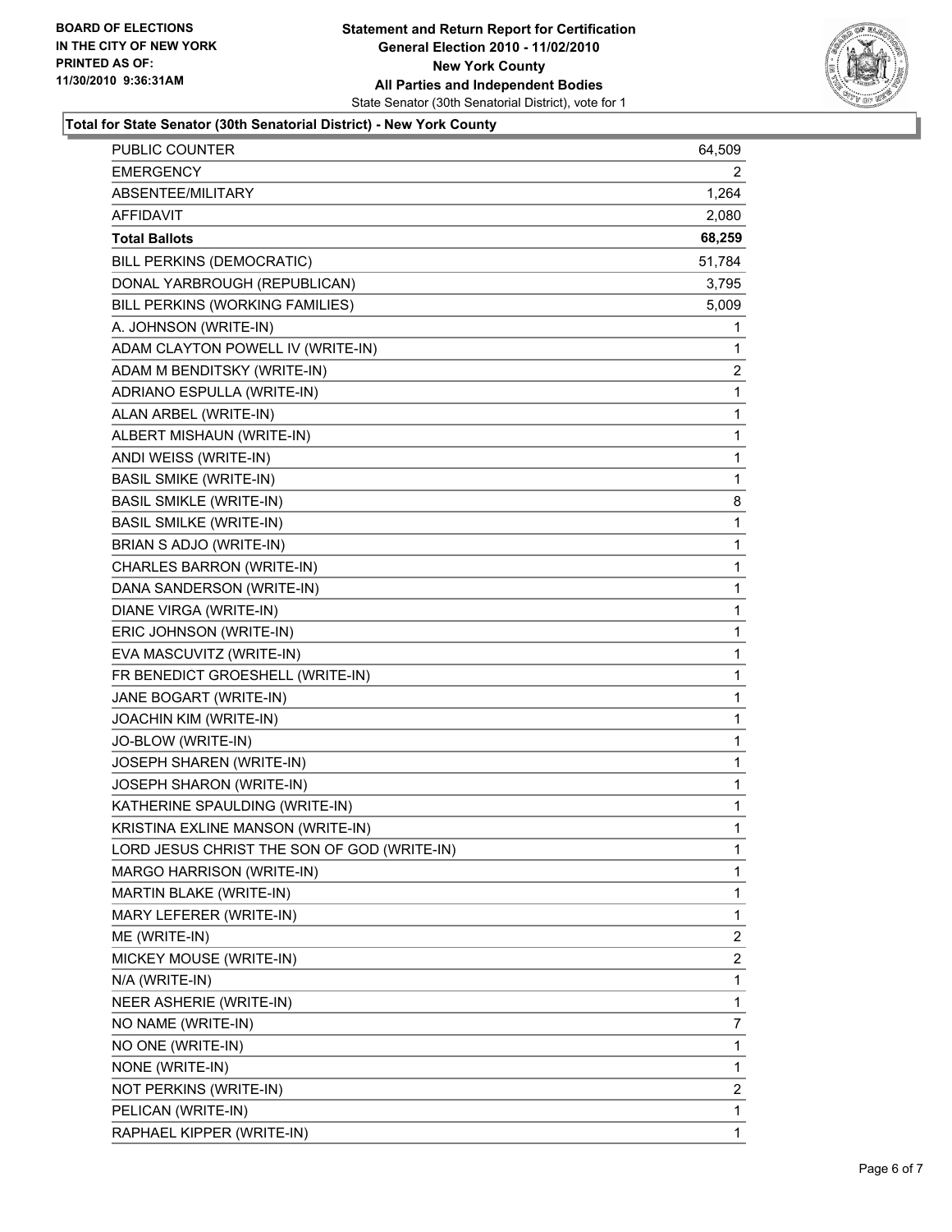**BOARD OF ELECTIONS**
**IN THE CITY OF NEW YORK**
**PRINTED AS OF:**
**11/30/2010 9:36:31AM**

**Statement and Return Report for Certification**
**General Election 2010 - 11/02/2010**
**New York County**
**All Parties and Independent Bodies**
State Senator (30th Senatorial District), vote for 1

**Total for State Senator (30th Senatorial District) - New York County**

| | |
|---|---|
| PUBLIC COUNTER | 64,509 |
| EMERGENCY | 2 |
| ABSENTEE/MILITARY | 1,264 |
| AFFIDAVIT | 2,080 |
| **Total Ballots** | **68,259** |
| BILL PERKINS (DEMOCRATIC) | 51,784 |
| DONAL YARBROUGH (REPUBLICAN) | 3,795 |
| BILL PERKINS (WORKING FAMILIES) | 5,009 |
| A. JOHNSON (WRITE-IN) | 1 |
| ADAM CLAYTON POWELL IV (WRITE-IN) | 1 |
| ADAM M BENDITSKY (WRITE-IN) | 2 |
| ADRIANO ESPULLA (WRITE-IN) | 1 |
| ALAN ARBEL (WRITE-IN) | 1 |
| ALBERT MISHAUN (WRITE-IN) | 1 |
| ANDI WEISS (WRITE-IN) | 1 |
| BASIL SMIKE (WRITE-IN) | 1 |
| BASIL SMIKLE (WRITE-IN) | 8 |
| BASIL SMILKE (WRITE-IN) | 1 |
| BRIAN S ADJO (WRITE-IN) | 1 |
| CHARLES BARRON (WRITE-IN) | 1 |
| DANA SANDERSON (WRITE-IN) | 1 |
| DIANE VIRGA (WRITE-IN) | 1 |
| ERIC JOHNSON (WRITE-IN) | 1 |
| EVA MASCUVITZ (WRITE-IN) | 1 |
| FR BENEDICT GROESHELL (WRITE-IN) | 1 |
| JANE BOGART (WRITE-IN) | 1 |
| JOACHIN KIM (WRITE-IN) | 1 |
| JO-BLOW (WRITE-IN) | 1 |
| JOSEPH SHAREN (WRITE-IN) | 1 |
| JOSEPH SHARON (WRITE-IN) | 1 |
| KATHERINE SPAULDING (WRITE-IN) | 1 |
| KRISTINA EXLINE MANSON (WRITE-IN) | 1 |
| LORD JESUS CHRIST THE SON OF GOD (WRITE-IN) | 1 |
| MARGO HARRISON (WRITE-IN) | 1 |
| MARTIN BLAKE (WRITE-IN) | 1 |
| MARY LEFERER (WRITE-IN) | 1 |
| ME (WRITE-IN) | 2 |
| MICKEY MOUSE (WRITE-IN) | 2 |
| N/A (WRITE-IN) | 1 |
| NEER ASHERIE (WRITE-IN) | 1 |
| NO NAME (WRITE-IN) | 7 |
| NO ONE (WRITE-IN) | 1 |
| NONE (WRITE-IN) | 1 |
| NOT PERKINS (WRITE-IN) | 2 |
| PELICAN (WRITE-IN) | 1 |
| RAPHAEL KIPPER (WRITE-IN) | 1 |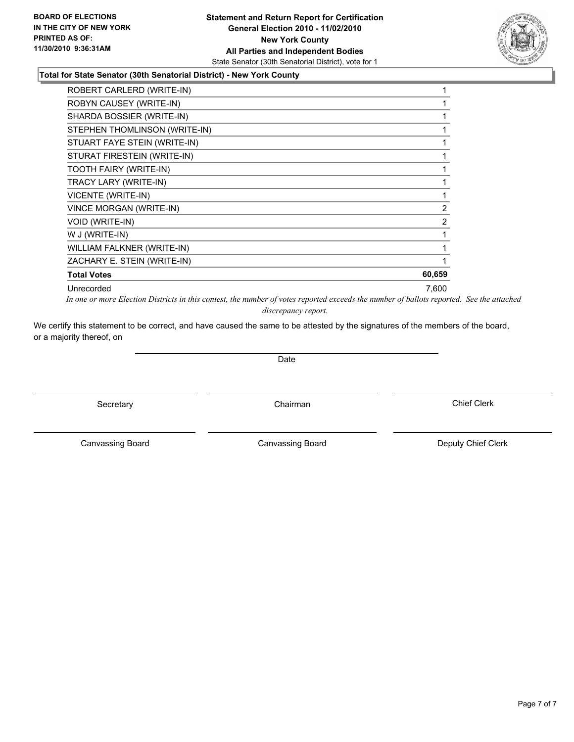**BOARD OF ELECTIONS IN THE CITY OF NEW YORK PRINTED AS OF: 11/30/2010 9:36:31AM**

**Statement and Return Report for Certification General Election 2010 - 11/02/2010 New York County All Parties and Independent Bodies**

State Senator (30th Senatorial District), vote for 1

**Total for State Senator (30th Senatorial District) - New York County**

| | |
|---|---|
| ROBERT CARLERD (WRITE-IN) | 1 |
| ROBYN CAUSEY (WRITE-IN) | 1 |
| SHARDA BOSSIER (WRITE-IN) | 1 |
| STEPHEN THOMLINSON (WRITE-IN) | 1 |
| STUART FAYE STEIN (WRITE-IN) | 1 |
| STURAT FIRESTEIN (WRITE-IN) | 1 |
| TOOTH FAIRY (WRITE-IN) | 1 |
| TRACY LARY (WRITE-IN) | 1 |
| VICENTE (WRITE-IN) | 1 |
| VINCE MORGAN (WRITE-IN) | 2 |
| VOID (WRITE-IN) | 2 |
| W J (WRITE-IN) | 1 |
| WILLIAM FALKNER (WRITE-IN) | 1 |
| ZACHARY E. STEIN (WRITE-IN) | 1 |
| **Total Votes** | **60,659** |
| Unrecorded | 7,600 |

*In one or more Election Districts in this contest, the number of votes reported exceeds the number of ballots reported. See the attached discrepancy report.*

We certify this statement to be correct, and have caused the same to be attested by the signatures of the members of the board, or a majority thereof, on

Date

Secretary | Chairman | Chief Clerk

Canvassing Board | Canvassing Board | Deputy Chief Clerk